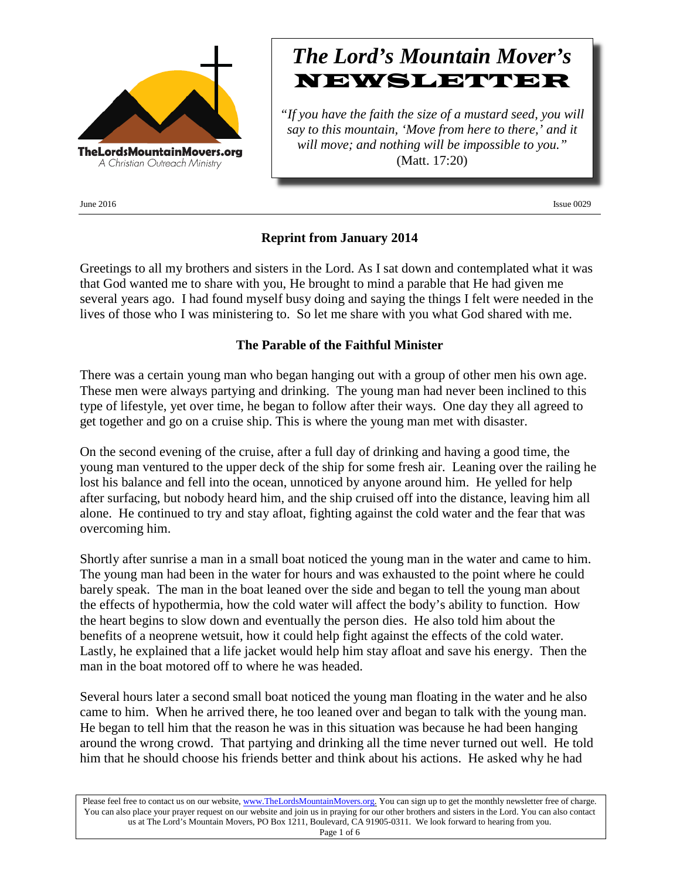TheLordsMountainMovers.org
*A Christian Outreach Ministry*

# *The Lord's Mountain Mover's* NEWSLETTER

*"If you have the faith the size of a mustard seed, you will say to this mountain, 'Move from here to there,' and it will move; and nothing will be impossible to you."* (Matt. 17:20)

June 2016 Issue 0029

**Reprint from January 2014**

Greetings to all my brothers and sisters in the Lord. As I sat down and contemplated what it was that God wanted me to share with you, He brought to mind a parable that He had given me several years ago. I had found myself busy doing and saying the things I felt were needed in the lives of those who I was ministering to. So let me share with you what God shared with me.

## The Parable of the Faithful Minister

There was a certain young man who began hanging out with a group of other men his own age. These men were always partying and drinking. The young man had never been inclined to this type of lifestyle, yet over time, he began to follow after their ways. One day they all agreed to get together and go on a cruise ship. This is where the young man met with disaster.

On the second evening of the cruise, after a full day of drinking and having a good time, the young man ventured to the upper deck of the ship for some fresh air. Leaning over the railing he lost his balance and fell into the ocean, unnoticed by anyone around him. He yelled for help after surfacing, but nobody heard him, and the ship cruised off into the distance, leaving him all alone. He continued to try and stay afloat, fighting against the cold water and the fear that was overcoming him.

Shortly after sunrise a man in a small boat noticed the young man in the water and came to him. The young man had been in the water for hours and was exhausted to the point where he could barely speak. The man in the boat leaned over the side and began to tell the young man about the effects of hypothermia, how the cold water will affect the body's ability to function. How the heart begins to slow down and eventually the person dies. He also told him about the benefits of a neoprene wetsuit, how it could help fight against the effects of the cold water. Lastly, he explained that a life jacket would help him stay afloat and save his energy. Then the man in the boat motored off to where he was headed.

Several hours later a second small boat noticed the young man floating in the water and he also came to him. When he arrived there, he too leaned over and began to talk with the young man. He began to tell him that the reason he was in this situation was because he had been hanging around the wrong crowd. That partying and drinking all the time never turned out well. He told him that he should choose his friends better and think about his actions. He asked why he had

Please feel free to contact us on our website, www.TheLordsMountainMovers.org. You can sign up to get the monthly newsletter free of charge. You can also place your prayer request on our website and join us in praying for our other brothers and sisters in the Lord. You can also contact us at The Lord's Mountain Movers, PO Box 1211, Boulevard, CA 91905-0311. We look forward to hearing from you.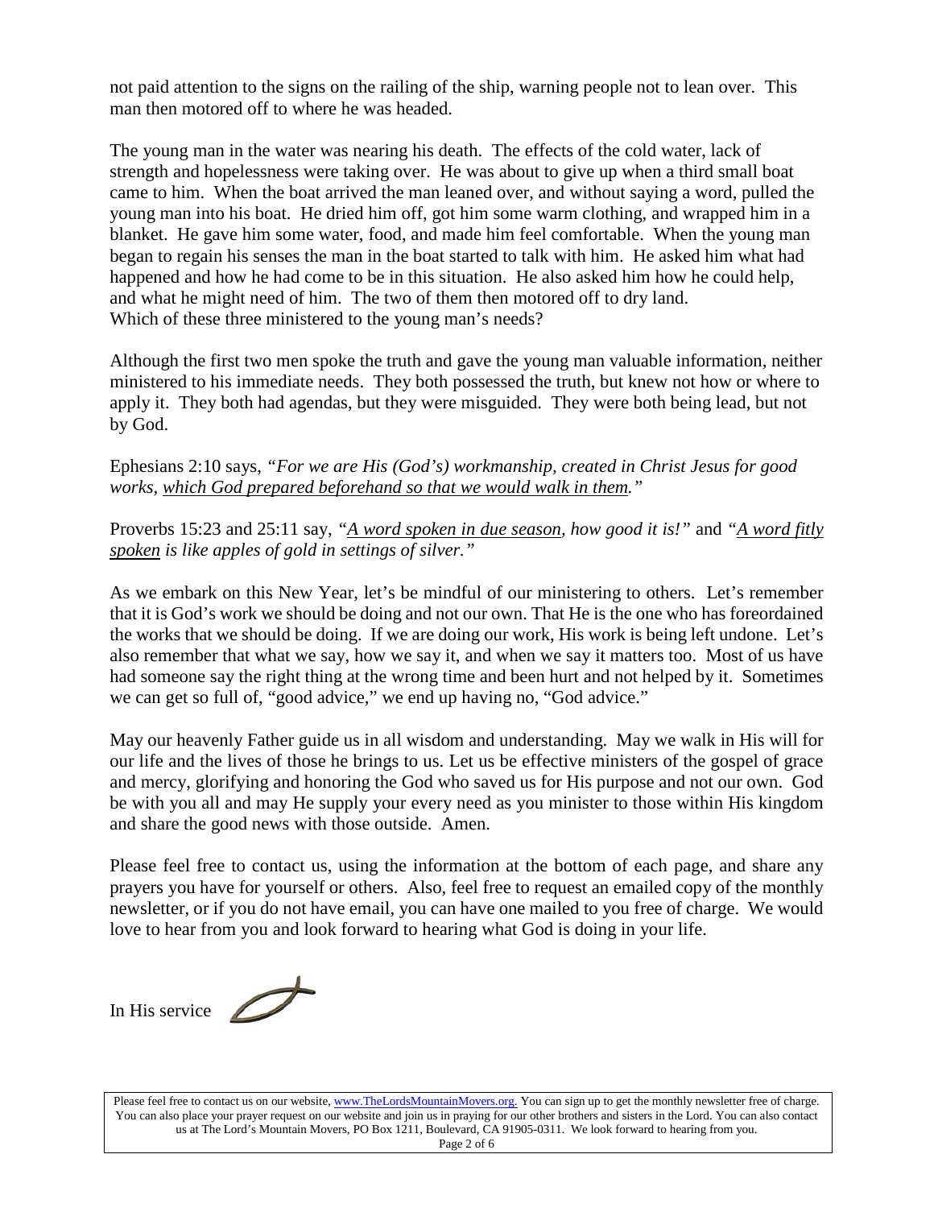not paid attention to the signs on the railing of the ship, warning people not to lean over. This man then motored off to where he was headed.

The young man in the water was nearing his death. The effects of the cold water, lack of strength and hopelessness were taking over. He was about to give up when a third small boat came to him. When the boat arrived the man leaned over, and without saying a word, pulled the young man into his boat. He dried him off, got him some warm clothing, and wrapped him in a blanket. He gave him some water, food, and made him feel comfortable. When the young man began to regain his senses the man in the boat started to talk with him. He asked him what had happened and how he had come to be in this situation. He also asked him how he could help, and what he might need of him. The two of them then motored off to dry land.
Which of these three ministered to the young man's needs?

Although the first two men spoke the truth and gave the young man valuable information, neither ministered to his immediate needs. They both possessed the truth, but knew not how or where to apply it. They both had agendas, but they were misguided. They were both being lead, but not by God.

Ephesians 2:10 says, *"For we are His (God's) workmanship, created in Christ Jesus for good works, which God prepared beforehand so that we would walk in them."*

Proverbs 15:23 and 25:11 say, *"A word spoken in due season, how good it is!"* and *"A word fitly spoken is like apples of gold in settings of silver."*

As we embark on this New Year, let's be mindful of our ministering to others. Let's remember that it is God's work we should be doing and not our own. That He is the one who has foreordained the works that we should be doing. If we are doing our work, His work is being left undone. Let's also remember that what we say, how we say it, and when we say it matters too. Most of us have had someone say the right thing at the wrong time and been hurt and not helped by it. Sometimes we can get so full of, "good advice," we end up having no, "God advice."

May our heavenly Father guide us in all wisdom and understanding. May we walk in His will for our life and the lives of those he brings to us. Let us be effective ministers of the gospel of grace and mercy, glorifying and honoring the God who saved us for His purpose and not our own. God be with you all and may He supply your every need as you minister to those within His kingdom and share the good news with those outside. Amen.

Please feel free to contact us, using the information at the bottom of each page, and share any prayers you have for yourself or others. Also, feel free to request an emailed copy of the monthly newsletter, or if you do not have email, you can have one mailed to you free of charge. We would love to hear from you and look forward to hearing what God is doing in your life.

In His service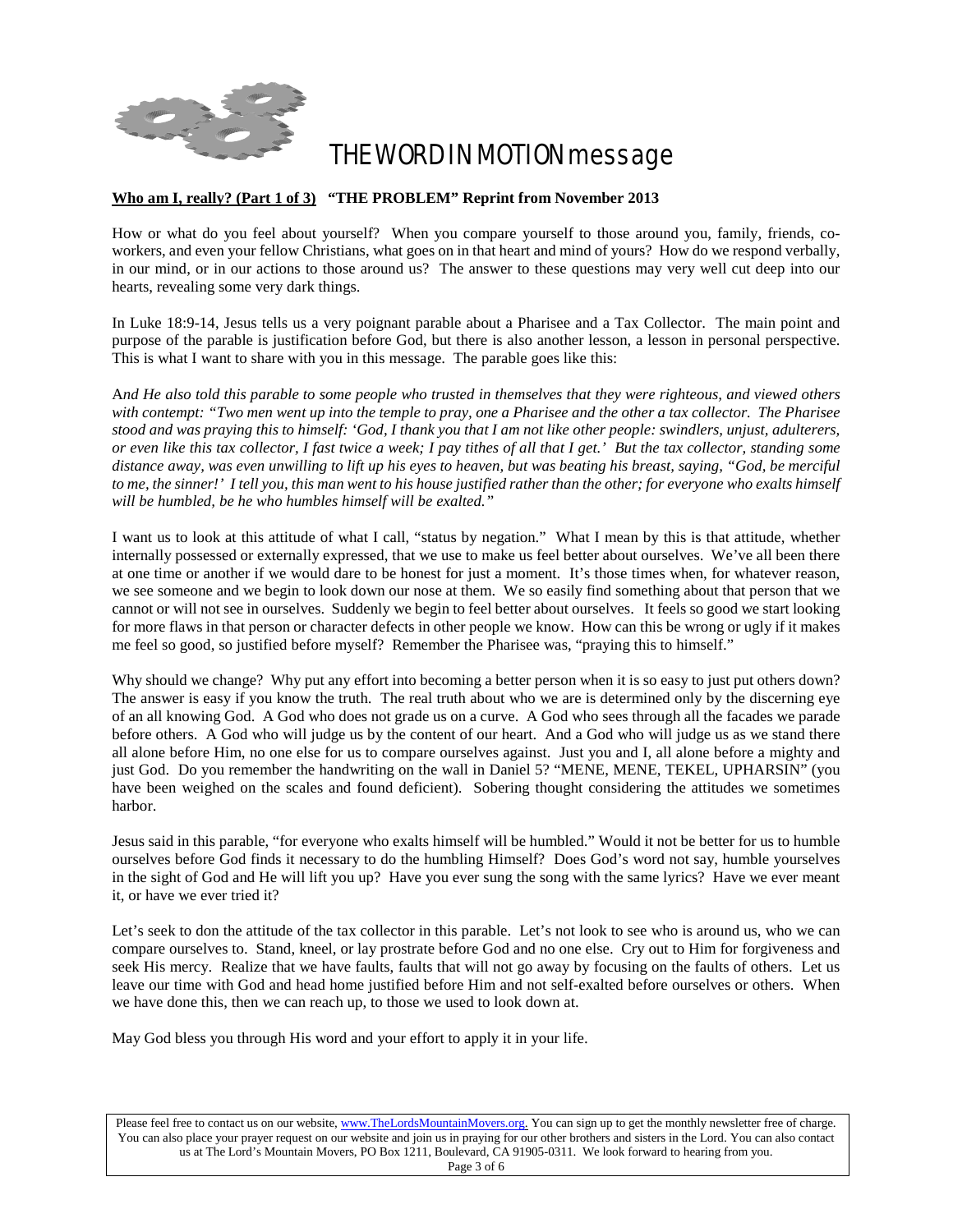# THE WORD IN MOTION message

**<u>Who am I, really? (Part 1 of 3)</u> "THE PROBLEM" Reprint from November 2013**

How or what do you feel about yourself? When you compare yourself to those around you, family, friends, co-workers, and even your fellow Christians, what goes on in that heart and mind of yours? How do we respond verbally, in our mind, or in our actions to those around us? The answer to these questions may very well cut deep into our hearts, revealing some very dark things.

In Luke 18:9-14, Jesus tells us a very poignant parable about a Pharisee and a Tax Collector. The main point and purpose of the parable is justification before God, but there is also another lesson, a lesson in personal perspective. This is what I want to share with you in this message. The parable goes like this:

*And He also told this parable to some people who trusted in themselves that they were righteous, and viewed others with contempt: "Two men went up into the temple to pray, one a Pharisee and the other a tax collector. The Pharisee stood and was praying this to himself: 'God, I thank you that I am not like other people: swindlers, unjust, adulterers, or even like this tax collector, I fast twice a week; I pay tithes of all that I get.' But the tax collector, standing some distance away, was even unwilling to lift up his eyes to heaven, but was beating his breast, saying, "God, be merciful to me, the sinner!' I tell you, this man went to his house justified rather than the other; for everyone who exalts himself will be humbled, be he who humbles himself will be exalted."*

I want us to look at this attitude of what I call, "status by negation." What I mean by this is that attitude, whether internally possessed or externally expressed, that we use to make us feel better about ourselves. We've all been there at one time or another if we would dare to be honest for just a moment. It's those times when, for whatever reason, we see someone and we begin to look down our nose at them. We so easily find something about that person that we cannot or will not see in ourselves. Suddenly we begin to feel better about ourselves. It feels so good we start looking for more flaws in that person or character defects in other people we know. How can this be wrong or ugly if it makes me feel so good, so justified before myself? Remember the Pharisee was, "praying this to himself."

Why should we change? Why put any effort into becoming a better person when it is so easy to just put others down? The answer is easy if you know the truth. The real truth about who we are is determined only by the discerning eye of an all knowing God. A God who does not grade us on a curve. A God who sees through all the facades we parade before others. A God who will judge us by the content of our heart. And a God who will judge us as we stand there all alone before Him, no one else for us to compare ourselves against. Just you and I, all alone before a mighty and just God. Do you remember the handwriting on the wall in Daniel 5? "MENE, MENE, TEKEL, UPHARSIN" (you have been weighed on the scales and found deficient). Sobering thought considering the attitudes we sometimes harbor.

Jesus said in this parable, "for everyone who exalts himself will be humbled." Would it not be better for us to humble ourselves before God finds it necessary to do the humbling Himself? Does God's word not say, humble yourselves in the sight of God and He will lift you up? Have you ever sung the song with the same lyrics? Have we ever meant it, or have we ever tried it?

Let's seek to don the attitude of the tax collector in this parable. Let's not look to see who is around us, who we can compare ourselves to. Stand, kneel, or lay prostrate before God and no one else. Cry out to Him for forgiveness and seek His mercy. Realize that we have faults, faults that will not go away by focusing on the faults of others. Let us leave our time with God and head home justified before Him and not self-exalted before ourselves or others. When we have done this, then we can reach up, to those we used to look down at.

May God bless you through His word and your effort to apply it in your life.

Please feel free to contact us on our website, www.TheLordsMountainMovers.org. You can sign up to get the monthly newsletter free of charge. You can also place your prayer request on our website and join us in praying for our other brothers and sisters in the Lord. You can also contact us at The Lord's Mountain Movers, PO Box 1211, Boulevard, CA 91905-0311. We look forward to hearing from you.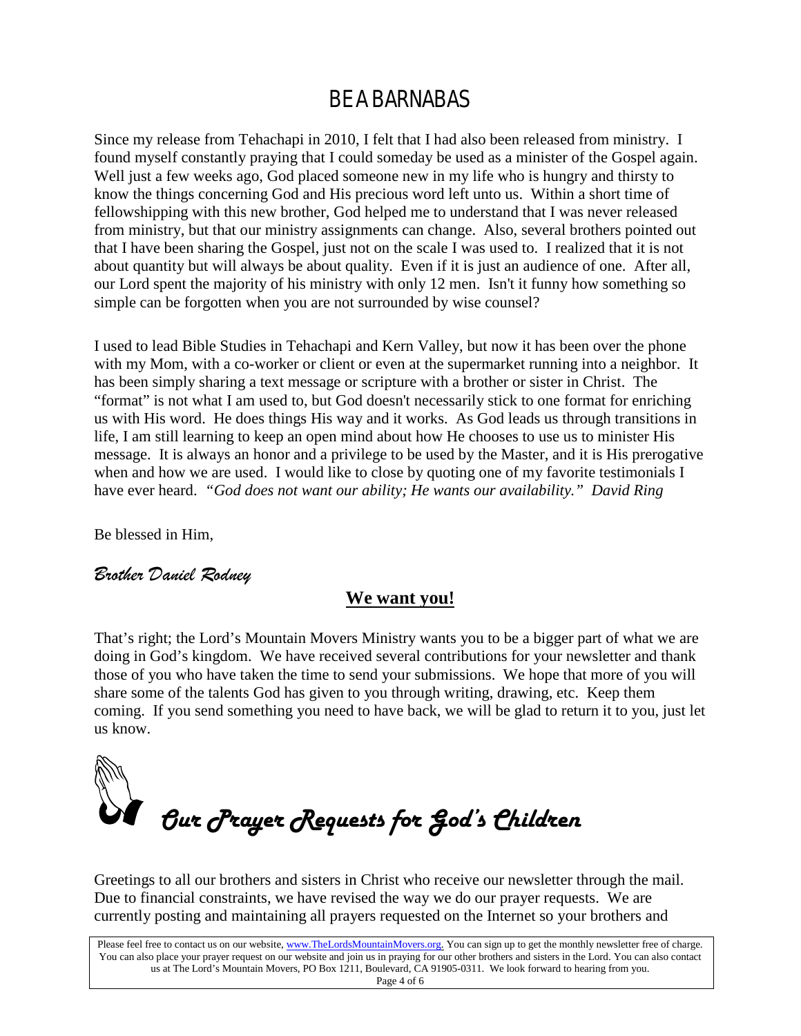# BE A BARNABAS

Since my release from Tehachapi in 2010, I felt that I had also been released from ministry. I found myself constantly praying that I could someday be used as a minister of the Gospel again. Well just a few weeks ago, God placed someone new in my life who is hungry and thirsty to know the things concerning God and His precious word left unto us. Within a short time of fellowshipping with this new brother, God helped me to understand that I was never released from ministry, but that our ministry assignments can change. Also, several brothers pointed out that I have been sharing the Gospel, just not on the scale I was used to. I realized that it is not about quantity but will always be about quality. Even if it is just an audience of one. After all, our Lord spent the majority of his ministry with only 12 men. Isn't it funny how something so simple can be forgotten when you are not surrounded by wise counsel?

I used to lead Bible Studies in Tehachapi and Kern Valley, but now it has been over the phone with my Mom, with a co-worker or client or even at the supermarket running into a neighbor. It has been simply sharing a text message or scripture with a brother or sister in Christ. The "format" is not what I am used to, but God doesn't necessarily stick to one format for enriching us with His word. He does things His way and it works. As God leads us through transitions in life, I am still learning to keep an open mind about how He chooses to use us to minister His message. It is always an honor and a privilege to be used by the Master, and it is His prerogative when and how we are used. I would like to close by quoting one of my favorite testimonials I have ever heard. *"God does not want our ability; He wants our availability." David Ring*

Be blessed in Him,

*Brother Daniel Rodney*

## **We want you!**

That's right; the Lord's Mountain Movers Ministry wants you to be a bigger part of what we are doing in God's kingdom. We have received several contributions for your newsletter and thank those of you who have taken the time to send your submissions. We hope that more of you will share some of the talents God has given to you through writing, drawing, etc. Keep them coming. If you send something you need to have back, we will be glad to return it to you, just let us know.

## *Our Prayer Requests for God's Children*

Greetings to all our brothers and sisters in Christ who receive our newsletter through the mail. Due to financial constraints, we have revised the way we do our prayer requests. We are currently posting and maintaining all prayers requested on the Internet so your brothers and

Please feel free to contact us on our website, www.TheLordsMountainMovers.org. You can sign up to get the monthly newsletter free of charge. You can also place your prayer request on our website and join us in praying for our other brothers and sisters in the Lord. You can also contact us at The Lord's Mountain Movers, PO Box 1211, Boulevard, CA 91905-0311. We look forward to hearing from you.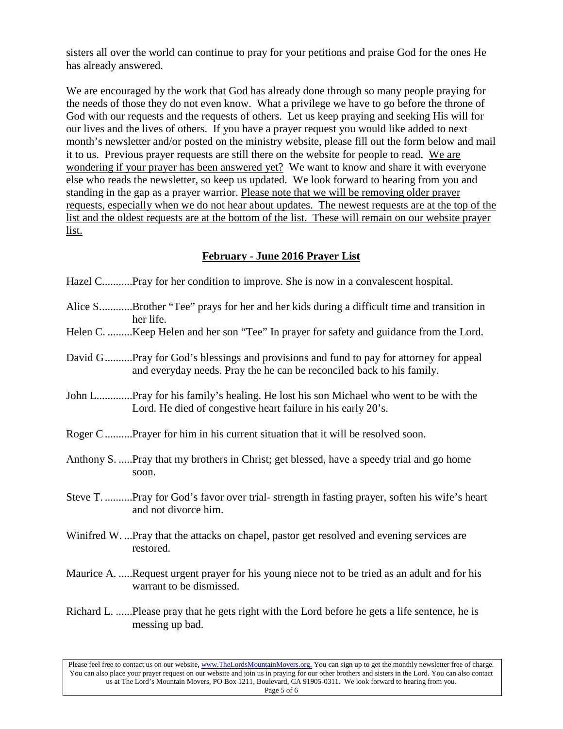sisters all over the world can continue to pray for your petitions and praise God for the ones He has already answered.

We are encouraged by the work that God has already done through so many people praying for the needs of those they do not even know. What a privilege we have to go before the throne of God with our requests and the requests of others. Let us keep praying and seeking His will for our lives and the lives of others. If you have a prayer request you would like added to next month's newsletter and/or posted on the ministry website, please fill out the form below and mail it to us. Previous prayer requests are still there on the website for people to read. We are wondering if your prayer has been answered yet? We want to know and share it with everyone else who reads the newsletter, so keep us updated. We look forward to hearing from you and standing in the gap as a prayer warrior. Please note that we will be removing older prayer requests, especially when we do not hear about updates. The newest requests are at the top of the list and the oldest requests are at the bottom of the list. These will remain on our website prayer list.

## February - June 2016 Prayer List

Hazel C...........Pray for her condition to improve. She is now in a convalescent hospital.

Alice S............Brother "Tee" prays for her and her kids during a difficult time and transition in her life.

Helen C. .........Keep Helen and her son "Tee" In prayer for safety and guidance from the Lord.

David G..........Pray for God's blessings and provisions and fund to pay for attorney for appeal and everyday needs. Pray the he can be reconciled back to his family.

John L.............Pray for his family's healing. He lost his son Michael who went to be with the Lord. He died of congestive heart failure in his early 20's.

Roger C..........Prayer for him in his current situation that it will be resolved soon.

Anthony S. .....Pray that my brothers in Christ; get blessed, have a speedy trial and go home soon.

Steve T. ..........Pray for God's favor over trial- strength in fasting prayer, soften his wife's heart and not divorce him.

Winifred W. ...Pray that the attacks on chapel, pastor get resolved and evening services are restored.

Maurice A. .....Request urgent prayer for his young niece not to be tried as an adult and for his warrant to be dismissed.

Richard L. ......Please pray that he gets right with the Lord before he gets a life sentence, he is messing up bad.

Please feel free to contact us on our website, www.TheLordsMountainMovers.org. You can sign up to get the monthly newsletter free of charge. You can also place your prayer request on our website and join us in praying for our other brothers and sisters in the Lord. You can also contact us at The Lord's Mountain Movers, PO Box 1211, Boulevard, CA 91905-0311. We look forward to hearing from you.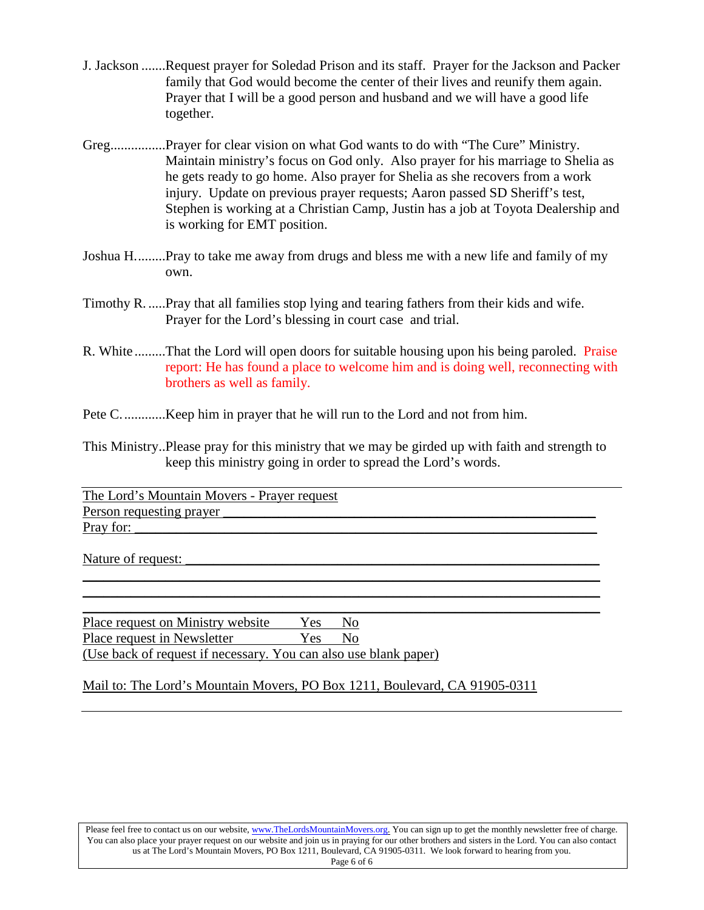J. Jackson .......Request prayer for Soledad Prison and its staff. Prayer for the Jackson and Packer family that God would become the center of their lives and reunify them again. Prayer that I will be a good person and husband and we will have a good life together.

Greg................Prayer for clear vision on what God wants to do with "The Cure" Ministry. Maintain ministry's focus on God only. Also prayer for his marriage to Shelia as he gets ready to go home. Also prayer for Shelia as she recovers from a work injury. Update on previous prayer requests; Aaron passed SD Sheriff's test, Stephen is working at a Christian Camp, Justin has a job at Toyota Dealership and is working for EMT position.

Joshua H.........Pray to take me away from drugs and bless me with a new life and family of my own.

Timothy R. .....Pray that all families stop lying and tearing fathers from their kids and wife. Prayer for the Lord's blessing in court case and trial.

R. White .........That the Lord will open doors for suitable housing upon his being paroled. Praise report: He has found a place to welcome him and is doing well, reconnecting with brothers as well as family.

Pete C. ............Keep him in prayer that he will run to the Lord and not from him.

This Ministry..Please pray for this ministry that we may be girded up with faith and strength to keep this ministry going in order to spread the Lord's words.

---

The Lord's Mountain Movers - Prayer request

Person requesting prayer ___________________________________________

Pray for: ________________________________________________________

Nature of request: ________________________________________________

______________________________________________________________

______________________________________________________________

______________________________________________________________

Place request on Ministry website Yes No

Place request in Newsletter Yes No

(Use back of request if necessary. You can also use blank paper)

Mail to: The Lord's Mountain Movers, PO Box 1211, Boulevard, CA 91905-0311

---

Please feel free to contact us on our website, www.TheLordsMountainMovers.org. You can sign up to get the monthly newsletter free of charge. You can also place your prayer request on our website and join us in praying for our other brothers and sisters in the Lord. You can also contact us at The Lord's Mountain Movers, PO Box 1211, Boulevard, CA 91905-0311. We look forward to hearing from you.